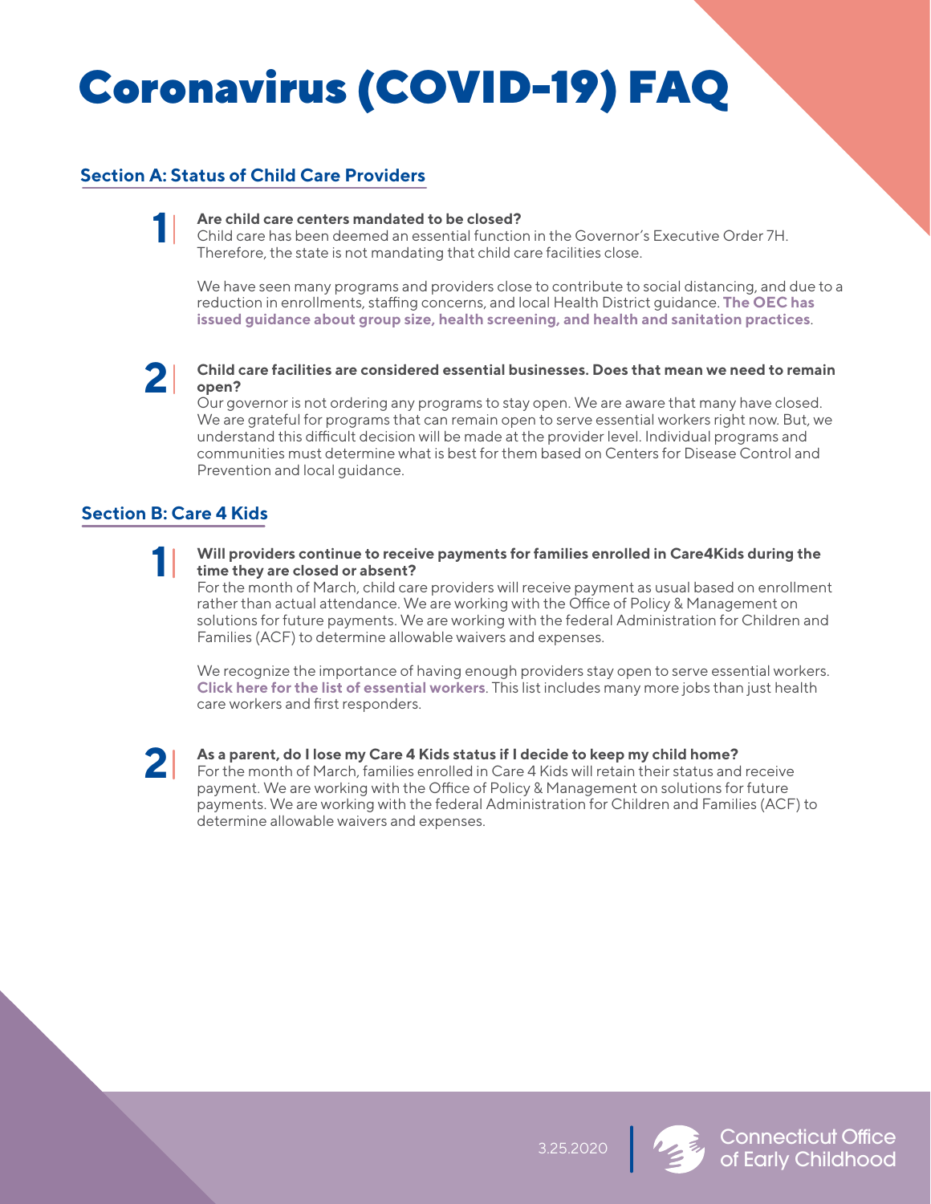# Coronavirus (COVID-19) FAQ

## Section A: Status of Child Care Providers

**1. Are child care centers mandated to be closed?**
Child care has been deemed an essential function in the Governor's Executive Order 7H. Therefore, the state is not mandating that child care facilities close.

We have seen many programs and providers close to contribute to social distancing, and due to a reduction in enrollments, staffing concerns, and local Health District guidance. **The OEC has issued guidance about group size, health screening, and health and sanitation practices**.

**2. Child care facilities are considered essential businesses. Does that mean we need to remain open?**
Our governor is not ordering any programs to stay open. We are aware that many have closed. We are grateful for programs that can remain open to serve essential workers right now. But, we understand this difficult decision will be made at the provider level. Individual programs and communities must determine what is best for them based on Centers for Disease Control and Prevention and local guidance.

## Section B: Care 4 Kids

**1. Will providers continue to receive payments for families enrolled in Care4Kids during the time they are closed or absent?**
For the month of March, child care providers will receive payment as usual based on enrollment rather than actual attendance. We are working with the Office of Policy & Management on solutions for future payments. We are working with the federal Administration for Children and Families (ACF) to determine allowable waivers and expenses.

We recognize the importance of having enough providers stay open to serve essential workers. **Click here for the list of essential workers**. This list includes many more jobs than just health care workers and first responders.

**2. As a parent, do I lose my Care 4 Kids status if I decide to keep my child home?**
For the month of March, families enrolled in Care 4 Kids will retain their status and receive payment. We are working with the Office of Policy & Management on solutions for future payments. We are working with the federal Administration for Children and Families (ACF) to determine allowable waivers and expenses.

3.25.2020

Connecticut Office of Early Childhood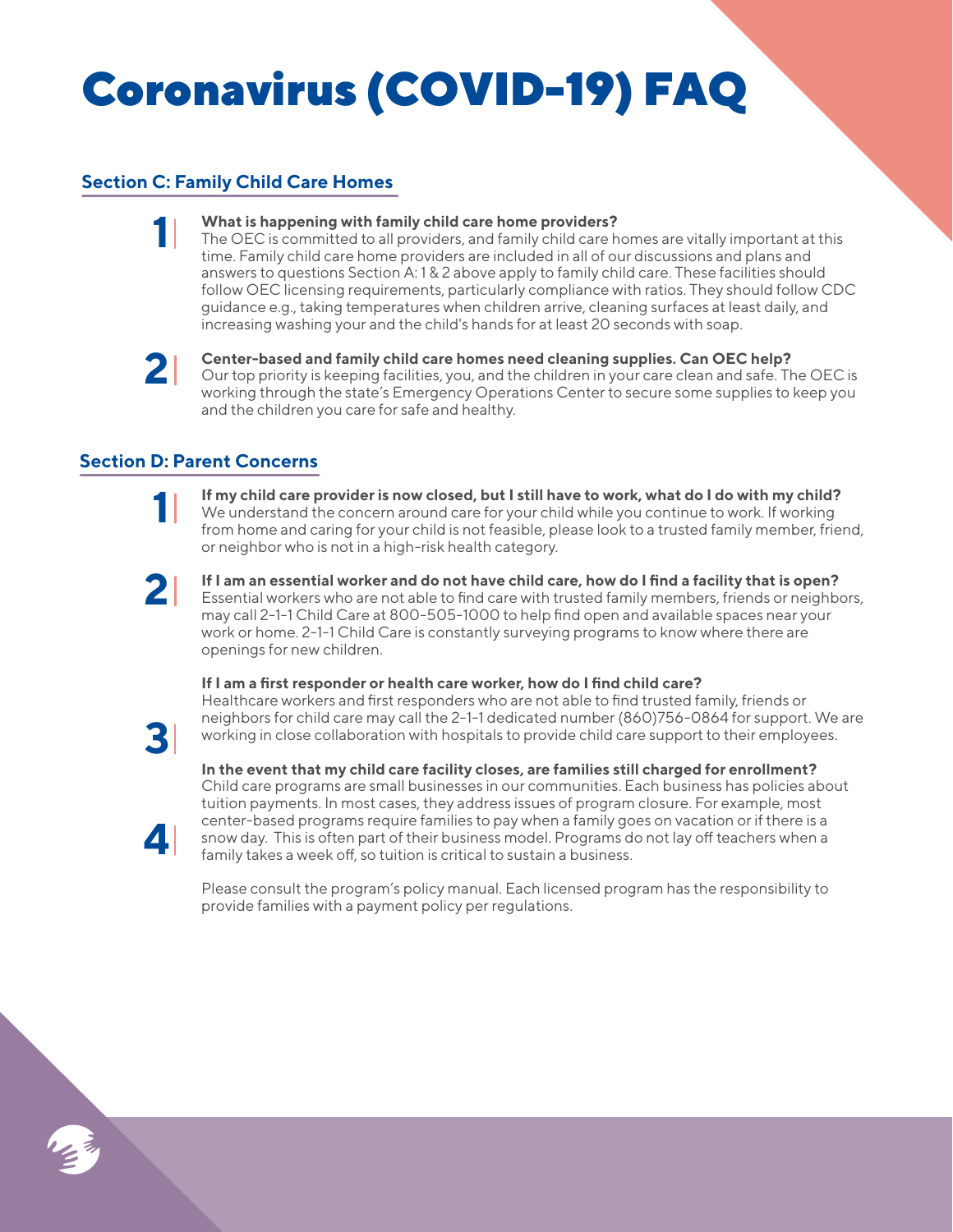# Coronavirus (COVID-19) FAQ

## Section C: Family Child Care Homes

1. **What is happening with family child care home providers?**
   The OEC is committed to all providers, and family child care homes are vitally important at this time. Family child care home providers are included in all of our discussions and plans and answers to questions Section A: 1 & 2 above apply to family child care. These facilities should follow OEC licensing requirements, particularly compliance with ratios. They should follow CDC guidance e.g., taking temperatures when children arrive, cleaning surfaces at least daily, and increasing washing your and the child's hands for at least 20 seconds with soap.

2. **Center-based and family child care homes need cleaning supplies. Can OEC help?**
   Our top priority is keeping facilities, you, and the children in your care clean and safe. The OEC is working through the state's Emergency Operations Center to secure some supplies to keep you and the children you care for safe and healthy.

## Section D: Parent Concerns

1. **If my child care provider is now closed, but I still have to work, what do I do with my child?**
   We understand the concern around care for your child while you continue to work. If working from home and caring for your child is not feasible, please look to a trusted family member, friend, or neighbor who is not in a high-risk health category.

2. **If I am an essential worker and do not have child care, how do I find a facility that is open?**
   Essential workers who are not able to find care with trusted family members, friends or neighbors, may call 2-1-1 Child Care at 800-505-1000 to help find open and available spaces near your work or home. 2-1-1 Child Care is constantly surveying programs to know where there are openings for new children.

3. **If I am a first responder or health care worker, how do I find child care?**
   Healthcare workers and first responders who are not able to find trusted family, friends or neighbors for child care may call the 2-1-1 dedicated number (860)756-0864 for support. We are working in close collaboration with hospitals to provide child care support to their employees.

4. **In the event that my child care facility closes, are families still charged for enrollment?**
   Child care programs are small businesses in our communities. Each business has policies about tuition payments. In most cases, they address issues of program closure. For example, most center-based programs require families to pay when a family goes on vacation or if there is a snow day. This is often part of their business model. Programs do not lay off teachers when a family takes a week off, so tuition is critical to sustain a business.

   Please consult the program's policy manual. Each licensed program has the responsibility to provide families with a payment policy per regulations.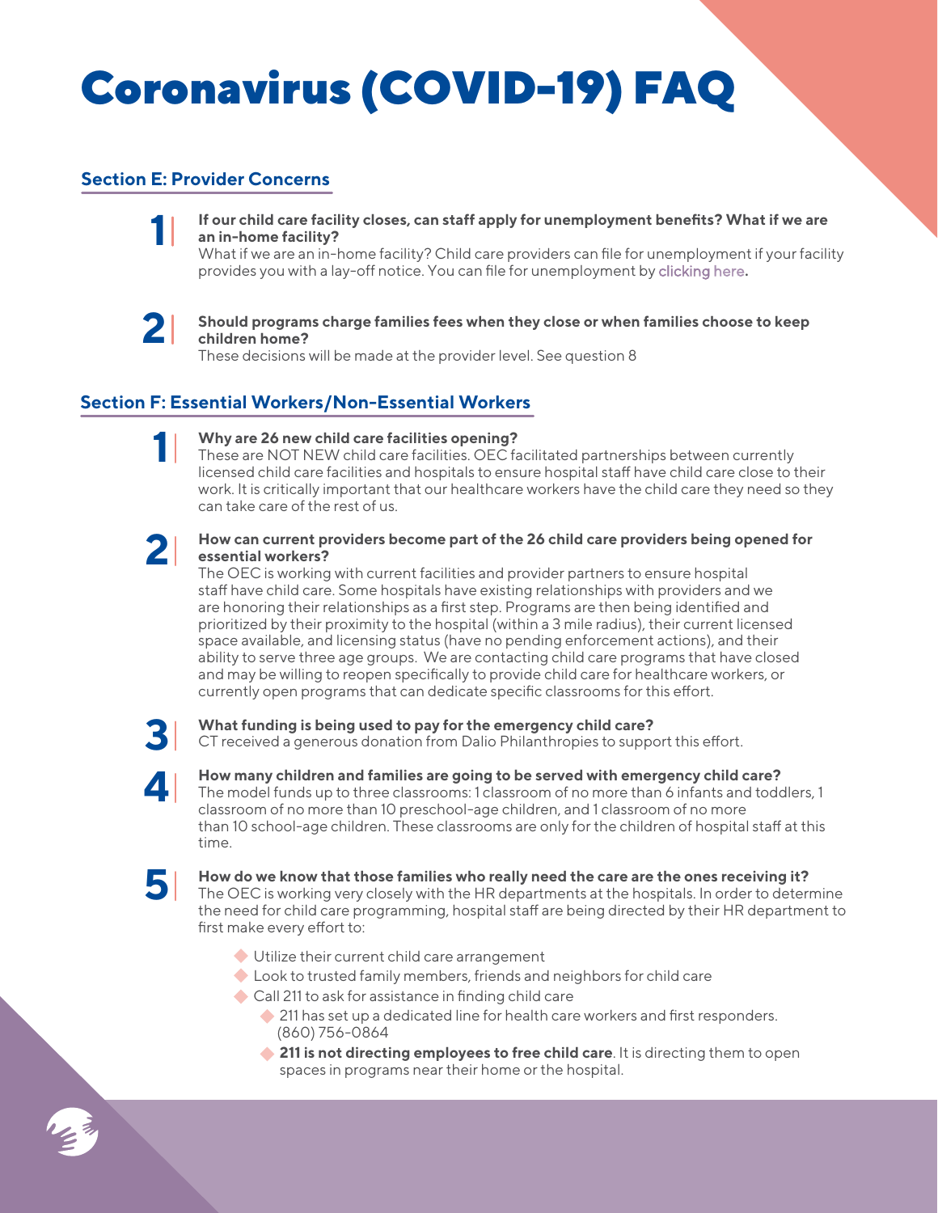# Coronavirus (COVID-19) FAQ

## Section E: Provider Concerns

**1. If our child care facility closes, can staff apply for unemployment benefits? What if we are an in-home facility?**

What if we are an in-home facility? Child care providers can file for unemployment if your facility provides you with a lay-off notice. You can file for unemployment by clicking here.

**2. Should programs charge families fees when they close or when families choose to keep children home?**

These decisions will be made at the provider level. See question 8

## Section F: Essential Workers/Non-Essential Workers

**1. Why are 26 new child care facilities opening?**

These are NOT NEW child care facilities. OEC facilitated partnerships between currently licensed child care facilities and hospitals to ensure hospital staff have child care close to their work. It is critically important that our healthcare workers have the child care they need so they can take care of the rest of us.

**2. How can current providers become part of the 26 child care providers being opened for essential workers?**

The OEC is working with current facilities and provider partners to ensure hospital staff have child care. Some hospitals have existing relationships with providers and we are honoring their relationships as a first step. Programs are then being identified and prioritized by their proximity to the hospital (within a 3 mile radius), their current licensed space available, and licensing status (have no pending enforcement actions), and their ability to serve three age groups. We are contacting child care programs that have closed and may be willing to reopen specifically to provide child care for healthcare workers, or currently open programs that can dedicate specific classrooms for this effort.

**3. What funding is being used to pay for the emergency child care?**

CT received a generous donation from Dalio Philanthropies to support this effort.

**4. How many children and families are going to be served with emergency child care?**

The model funds up to three classrooms: 1 classroom of no more than 6 infants and toddlers, 1 classroom of no more than 10 preschool-age children, and 1 classroom of no more than 10 school-age children. These classrooms are only for the children of hospital staff at this time.

**5. How do we know that those families who really need the care are the ones receiving it?**

The OEC is working very closely with the HR departments at the hospitals. In order to determine the need for child care programming, hospital staff are being directed by their HR department to first make every effort to:

- Utilize their current child care arrangement
- Look to trusted family members, friends and neighbors for child care
- Call 211 to ask for assistance in finding child care
  - 211 has set up a dedicated line for health care workers and first responders. (860) 756-0864
  - **211 is not directing employees to free child care**. It is directing them to open spaces in programs near their home or the hospital.